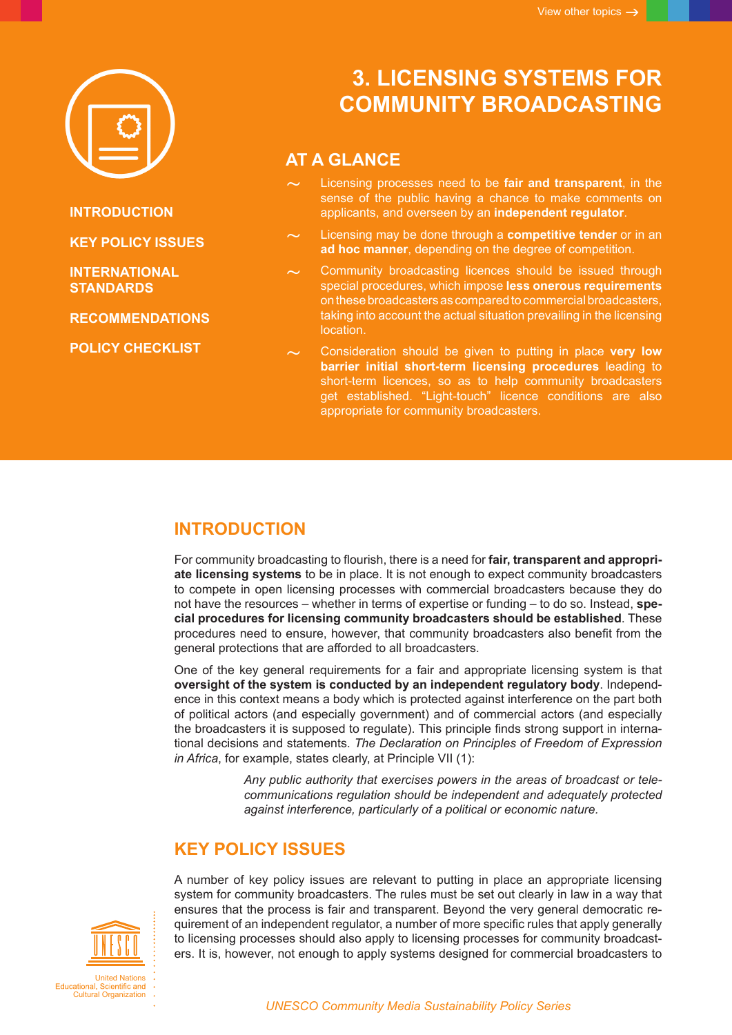# 3. LICENSING SYSTEMS FOR COMMUNITY BROADCASTING

INTRODUCTION

KEY POLICY ISSUES

INTERNATIONAL STANDARDS

RECOMMENDATIONS

POLICY CHECKLIST

## AT A GLANCE

- Licensing processes need to be **fair and transparent**, in the sense of the public having a chance to make comments on applicants, and overseen by an **independent regulator**.
- Licensing may be done through a **competitive tender** or in an **ad hoc manner**, depending on the degree of competition.
- Community broadcasting licences should be issued through special procedures, which impose **less onerous requirements** on these broadcasters as compared to commercial broadcasters, taking into account the actual situation prevailing in the licensing location.
- Consideration should be given to putting in place **very low barrier initial short-term licensing procedures** leading to short-term licences, so as to help community broadcasters get established. "Light-touch" licence conditions are also appropriate for community broadcasters.

## INTRODUCTION

For community broadcasting to flourish, there is a need for **fair, transparent and appropriate licensing systems** to be in place. It is not enough to expect community broadcasters to compete in open licensing processes with commercial broadcasters because they do not have the resources – whether in terms of expertise or funding – to do so. Instead, **special procedures for licensing community broadcasters should be established**. These procedures need to ensure, however, that community broadcasters also benefit from the general protections that are afforded to all broadcasters.

One of the key general requirements for a fair and appropriate licensing system is that **oversight of the system is conducted by an independent regulatory body**. Independence in this context means a body which is protected against interference on the part both of political actors (and especially government) and of commercial actors (and especially the broadcasters it is supposed to regulate). This principle finds strong support in international decisions and statements. *The Declaration on Principles of Freedom of Expression in Africa*, for example, states clearly, at Principle VII (1):

> *Any public authority that exercises powers in the areas of broadcast or telecommunications regulation should be independent and adequately protected against interference, particularly of a political or economic nature.*

## KEY POLICY ISSUES

A number of key policy issues are relevant to putting in place an appropriate licensing system for community broadcasters. The rules must be set out clearly in law in a way that ensures that the process is fair and transparent. Beyond the very general democratic requirement of an independent regulator, a number of more specific rules that apply generally to licensing processes should also apply to licensing processes for community broadcasters. It is, however, not enough to apply systems designed for commercial broadcasters to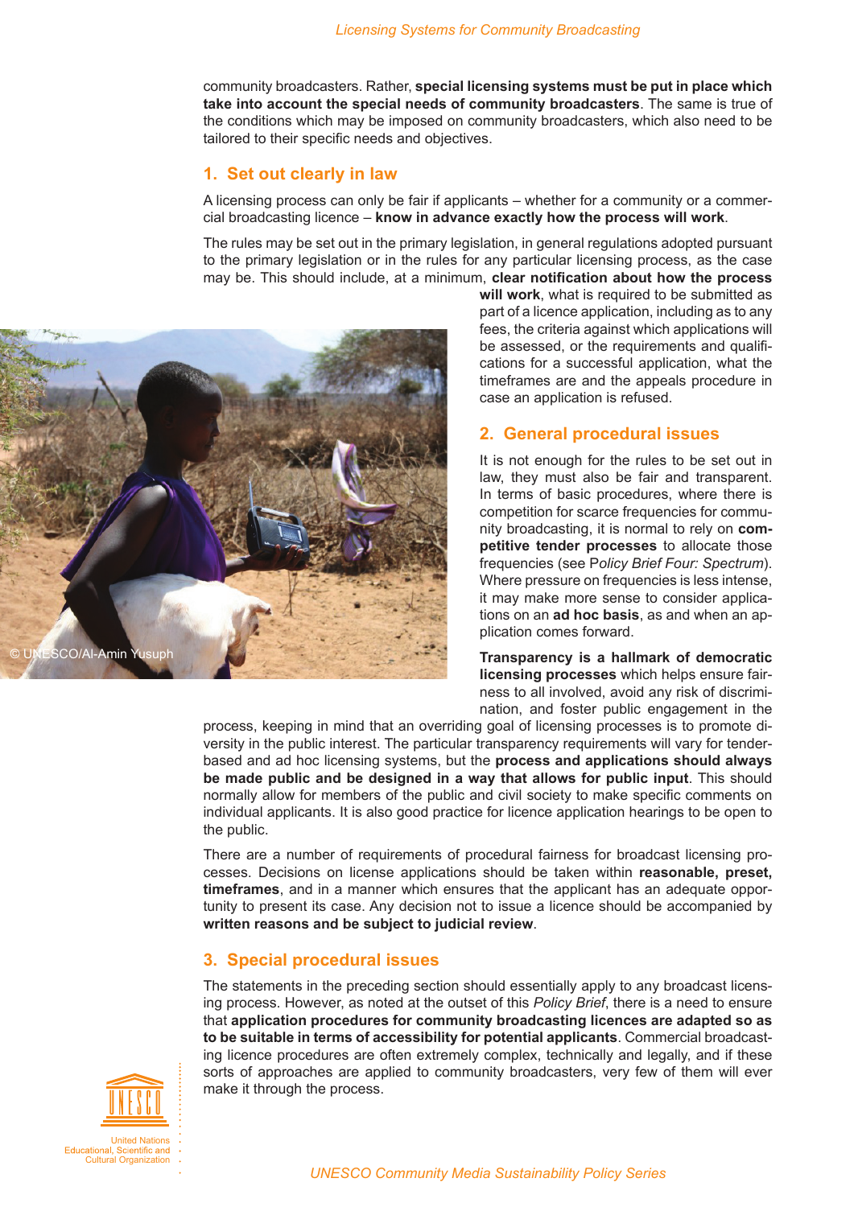community broadcasters. Rather, **special licensing systems must be put in place which take into account the special needs of community broadcasters**. The same is true of the conditions which may be imposed on community broadcasters, which also need to be tailored to their specific needs and objectives.

## 1. Set out clearly in law

A licensing process can only be fair if applicants – whether for a community or a commercial broadcasting licence – **know in advance exactly how the process will work**.

The rules may be set out in the primary legislation, in general regulations adopted pursuant to the primary legislation or in the rules for any particular licensing process, as the case may be. This should include, at a minimum, **clear notification about how the process will work**, what is required to be submitted as part of a licence application, including as to any fees, the criteria against which applications will be assessed, or the requirements and qualifications for a successful application, what the timeframes are and the appeals procedure in case an application is refused.

© UNESCO/Al-Amin Yusuph

## 2. General procedural issues

It is not enough for the rules to be set out in law, they must also be fair and transparent. In terms of basic procedures, where there is competition for scarce frequencies for community broadcasting, it is normal to rely on **competitive tender processes** to allocate those frequencies (see P*olicy Brief Four: Spectrum*). Where pressure on frequencies is less intense, it may make more sense to consider applications on an **ad hoc basis**, as and when an application comes forward.

**Transparency is a hallmark of democratic licensing processes** which helps ensure fairness to all involved, avoid any risk of discrimination, and foster public engagement in the process, keeping in mind that an overriding goal of licensing processes is to promote diversity in the public interest. The particular transparency requirements will vary for tender-based and ad hoc licensing systems, but the **process and applications should always be made public and be designed in a way that allows for public input**. This should normally allow for members of the public and civil society to make specific comments on individual applicants. It is also good practice for licence application hearings to be open to the public.

There are a number of requirements of procedural fairness for broadcast licensing processes. Decisions on license applications should be taken within **reasonable, preset, timeframes**, and in a manner which ensures that the applicant has an adequate opportunity to present its case. Any decision not to issue a licence should be accompanied by **written reasons and be subject to judicial review**.

## 3. Special procedural issues

The statements in the preceding section should essentially apply to any broadcast licensing process. However, as noted at the outset of this *Policy Brief*, there is a need to ensure that **application procedures for community broadcasting licences are adapted so as to be suitable in terms of accessibility for potential applicants**. Commercial broadcasting licence procedures are often extremely complex, technically and legally, and if these sorts of approaches are applied to community broadcasters, very few of them will ever make it through the process.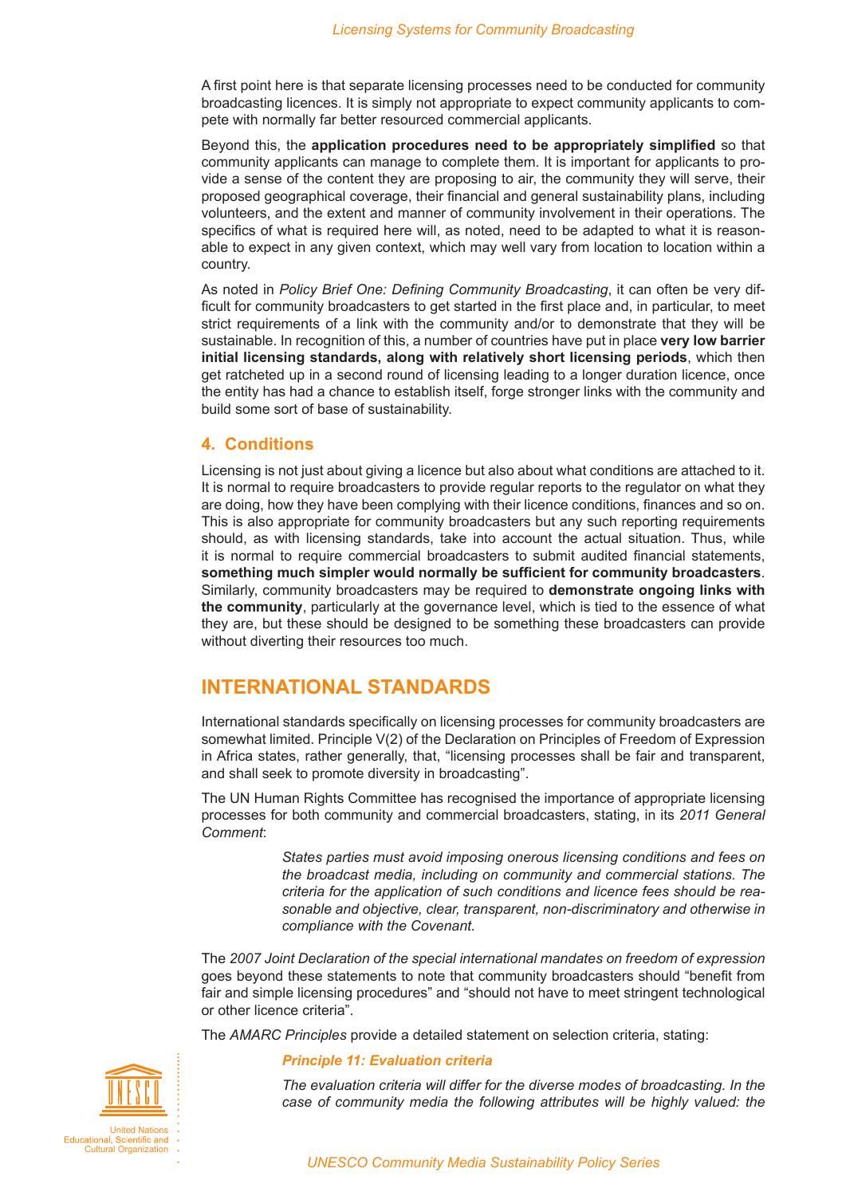A first point here is that separate licensing processes need to be conducted for community broadcasting licences. It is simply not appropriate to expect community applicants to compete with normally far better resourced commercial applicants.

Beyond this, the **application procedures need to be appropriately simplified** so that community applicants can manage to complete them. It is important for applicants to provide a sense of the content they are proposing to air, the community they will serve, their proposed geographical coverage, their financial and general sustainability plans, including volunteers, and the extent and manner of community involvement in their operations. The specifics of what is required here will, as noted, need to be adapted to what it is reasonable to expect in any given context, which may well vary from location to location within a country.

As noted in *Policy Brief One: Defining Community Broadcasting*, it can often be very difficult for community broadcasters to get started in the first place and, in particular, to meet strict requirements of a link with the community and/or to demonstrate that they will be sustainable. In recognition of this, a number of countries have put in place **very low barrier initial licensing standards, along with relatively short licensing periods**, which then get ratcheted up in a second round of licensing leading to a longer duration licence, once the entity has had a chance to establish itself, forge stronger links with the community and build some sort of base of sustainability.

### 4. Conditions

Licensing is not just about giving a licence but also about what conditions are attached to it. It is normal to require broadcasters to provide regular reports to the regulator on what they are doing, how they have been complying with their licence conditions, finances and so on. This is also appropriate for community broadcasters but any such reporting requirements should, as with licensing standards, take into account the actual situation. Thus, while it is normal to require commercial broadcasters to submit audited financial statements, **something much simpler would normally be sufficient for community broadcasters**. Similarly, community broadcasters may be required to **demonstrate ongoing links with the community**, particularly at the governance level, which is tied to the essence of what they are, but these should be designed to be something these broadcasters can provide without diverting their resources too much.

## INTERNATIONAL STANDARDS

International standards specifically on licensing processes for community broadcasters are somewhat limited. Principle V(2) of the Declaration on Principles of Freedom of Expression in Africa states, rather generally, that, "licensing processes shall be fair and transparent, and shall seek to promote diversity in broadcasting".

The UN Human Rights Committee has recognised the importance of appropriate licensing processes for both community and commercial broadcasters, stating, in its *2011 General Comment*:

> *States parties must avoid imposing onerous licensing conditions and fees on the broadcast media, including on community and commercial stations. The criteria for the application of such conditions and licence fees should be reasonable and objective, clear, transparent, non-discriminatory and otherwise in compliance with the Covenant.*

The *2007 Joint Declaration of the special international mandates on freedom of expression* goes beyond these statements to note that community broadcasters should "benefit from fair and simple licensing procedures" and "should not have to meet stringent technological or other licence criteria".

The *AMARC Principles* provide a detailed statement on selection criteria, stating:

> ***Principle 11: Evaluation criteria***
>
> *The evaluation criteria will differ for the diverse modes of broadcasting. In the case of community media the following attributes will be highly valued: the*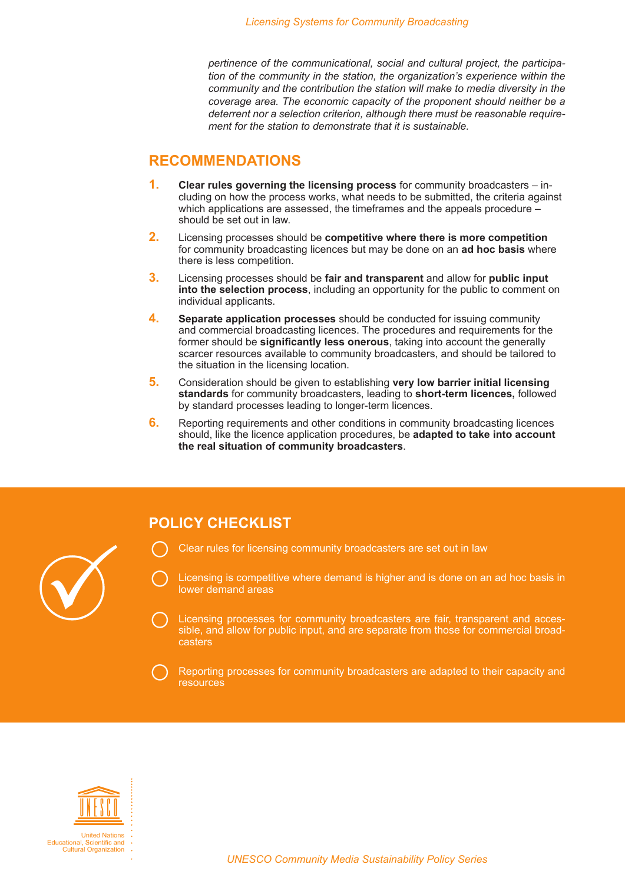*pertinence of the communicational, social and cultural project, the participation of the community in the station, the organization's experience within the community and the contribution the station will make to media diversity in the coverage area. The economic capacity of the proponent should neither be a deterrent nor a selection criterion, although there must be reasonable requirement for the station to demonstrate that it is sustainable.*

## RECOMMENDATIONS

1. **Clear rules governing the licensing process** for community broadcasters – including on how the process works, what needs to be submitted, the criteria against which applications are assessed, the timeframes and the appeals procedure – should be set out in law.
2. Licensing processes should be **competitive where there is more competition** for community broadcasting licences but may be done on an **ad hoc basis** where there is less competition.
3. Licensing processes should be **fair and transparent** and allow for **public input into the selection process**, including an opportunity for the public to comment on individual applicants.
4. **Separate application processes** should be conducted for issuing community and commercial broadcasting licences. The procedures and requirements for the former should be **significantly less onerous**, taking into account the generally scarcer resources available to community broadcasters, and should be tailored to the situation in the licensing location.
5. Consideration should be given to establishing **very low barrier initial licensing standards** for community broadcasters, leading to **short-term licences,** followed by standard processes leading to longer-term licences.
6. Reporting requirements and other conditions in community broadcasting licences should, like the licence application procedures, be **adapted to take into account the real situation of community broadcasters**.

## POLICY CHECKLIST

- ◯ Clear rules for licensing community broadcasters are set out in law
- ◯ Licensing is competitive where demand is higher and is done on an ad hoc basis in lower demand areas
- ◯ Licensing processes for community broadcasters are fair, transparent and accessible, and allow for public input, and are separate from those for commercial broadcasters
- ◯ Reporting processes for community broadcasters are adapted to their capacity and resources

United Nations Educational, Scientific and Cultural Organization